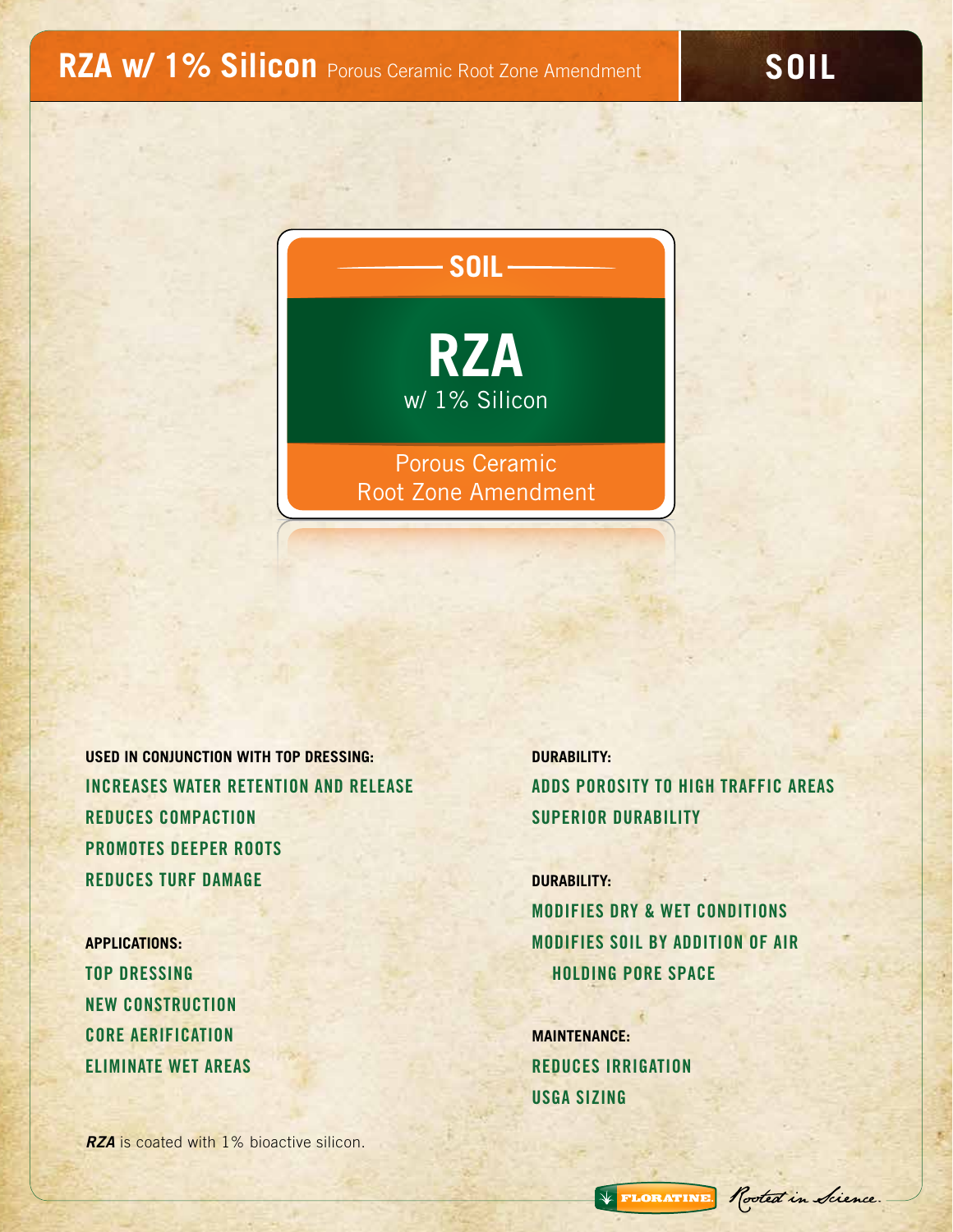# RZA w/ 1% Silicon Porous Ceramic Root Zone Amendment

SOIL

SOIL

**RZA**

w/ 1% Silicon

Porous Ceramic Root Zone Amendment

**USED IN CONJUNCTION WITH TOP DRESSING:**

- INCREASES WATER RETENTION AND RELEASE
- REDUCES COMPACTION
- PROMOTES DEEPER ROOTS
- REDUCES TURF DAMAGE

**APPLICATIONS:**

- TOP DRESSING
- NEW CONSTRUCTION
- CORE AERIFICATION
- ELIMINATE WET AREAS

**DURABILITY:**

- ADDS POROSITY TO HIGH TRAFFIC AREAS
- SUPERIOR DURABILITY

**DURABILITY:**

- MODIFIES DRY & WET CONDITIONS
- MODIFIES SOIL BY ADDITION OF AIR HOLDING PORE SPACE

**MAINTENANCE:**

- REDUCES IRRIGATION
- USGA SIZING

***RZA*** is coated with 1% bioactive silicon.

FLORATINE *Rooted in Science.*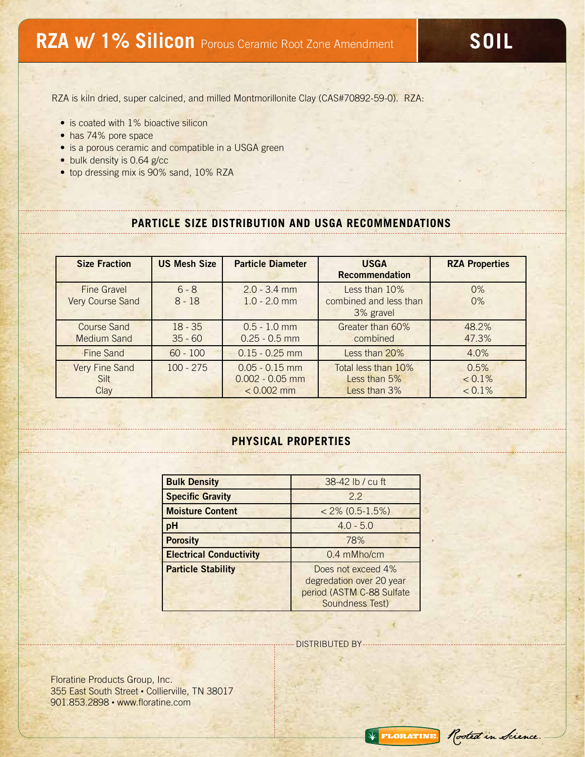# RZA w/ 1% Silicon Porous Ceramic Root Zone Amendment

**SOIL**

RZA is kiln dried, super calcined, and milled Montmorillonite Clay (CAS#70892-59-0). RZA:

- is coated with 1% bioactive silicon
- has 74% pore space
- is a porous ceramic and compatible in a USGA green
- bulk density is 0.64 g/cc
- top dressing mix is 90% sand, 10% RZA

## PARTICLE SIZE DISTRIBUTION AND USGA RECOMMENDATIONS

| Size Fraction | US Mesh Size | Particle Diameter | USGA Recommendation | RZA Properties |
|---|---|---|---|---|
| Fine Gravel<br>Very Course Sand | 6 - 8<br>8 - 18 | 2.0 - 3.4 mm<br>1.0 - 2.0 mm | Less than 10% combined and less than 3% gravel | 0%<br>0% |
| Course Sand<br>Medium Sand | 18 - 35<br>35 - 60 | 0.5 - 1.0 mm<br>0.25 - 0.5 mm | Greater than 60% combined | 48.2%<br>47.3% |
| Fine Sand | 60 - 100 | 0.15 - 0.25 mm | Less than 20% | 4.0% |
| Very Fine Sand<br>Silt<br>Clay | 100 - 275 | 0.05 - 0.15 mm<br>0.002 - 0.05 mm<br>< 0.002 mm | Total less than 10%<br>Less than 5%<br>Less than 3% | 0.5%<br>< 0.1%<br>< 0.1% |

## PHYSICAL PROPERTIES

| | |
|---|---|
| **Bulk Density** | 38-42 lb / cu ft |
| **Specific Gravity** | 2.2 |
| **Moisture Content** | < 2% (0.5-1.5%) |
| **pH** | 4.0 - 5.0 |
| **Porosity** | 78% |
| **Electrical Conductivity** | 0.4 mMho/cm |
| **Particle Stability** | Does not exceed 4% degradation over 20 year period (ASTM C-88 Sulfate Soundness Test) |

DISTRIBUTED BY

Floratine Products Group, Inc.
355 East South Street • Collierville, TN 38017
901.853.2898 • www.floratine.com

FLORATINE Rooted in Science.